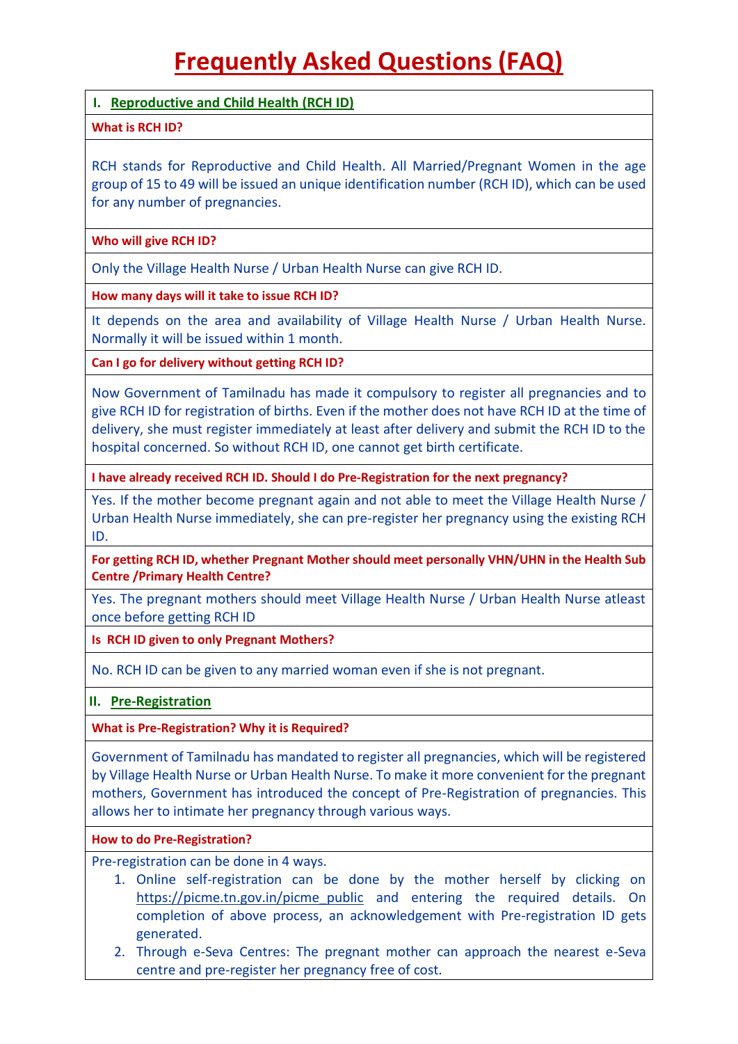# Frequently Asked Questions (FAQ)

## I. Reproductive and Child Health (RCH ID)

**What is RCH ID?**

RCH stands for Reproductive and Child Health. All Married/Pregnant Women in the age group of 15 to 49 will be issued an unique identification number (RCH ID), which can be used for any number of pregnancies.

**Who will give RCH ID?**

Only the Village Health Nurse / Urban Health Nurse can give RCH ID.

**How many days will it take to issue RCH ID?**

It depends on the area and availability of Village Health Nurse / Urban Health Nurse. Normally it will be issued within 1 month.

**Can I go for delivery without getting RCH ID?**

Now Government of Tamilnadu has made it compulsory to register all pregnancies and to give RCH ID for registration of births. Even if the mother does not have RCH ID at the time of delivery, she must register immediately at least after delivery and submit the RCH ID to the hospital concerned. So without RCH ID, one cannot get birth certificate.

**I have already received RCH ID. Should I do Pre-Registration for the next pregnancy?**

Yes. If the mother become pregnant again and not able to meet the Village Health Nurse / Urban Health Nurse immediately, she can pre-register her pregnancy using the existing RCH ID.

**For getting RCH ID, whether Pregnant Mother should meet personally VHN/UHN in the Health Sub Centre /Primary Health Centre?**

Yes. The pregnant mothers should meet Village Health Nurse / Urban Health Nurse atleast once before getting RCH ID

**Is RCH ID given to only Pregnant Mothers?**

No. RCH ID can be given to any married woman even if she is not pregnant.

## II. Pre-Registration

**What is Pre-Registration? Why it is Required?**

Government of Tamilnadu has mandated to register all pregnancies, which will be registered by Village Health Nurse or Urban Health Nurse. To make it more convenient for the pregnant mothers, Government has introduced the concept of Pre-Registration of pregnancies. This allows her to intimate her pregnancy through various ways.

**How to do Pre-Registration?**

Pre-registration can be done in 4 ways.

1. Online self-registration can be done by the mother herself by clicking on https://picme.tn.gov.in/picme_public and entering the required details. On completion of above process, an acknowledgement with Pre-registration ID gets generated.
2. Through e-Seva Centres: The pregnant mother can approach the nearest e-Seva centre and pre-register her pregnancy free of cost.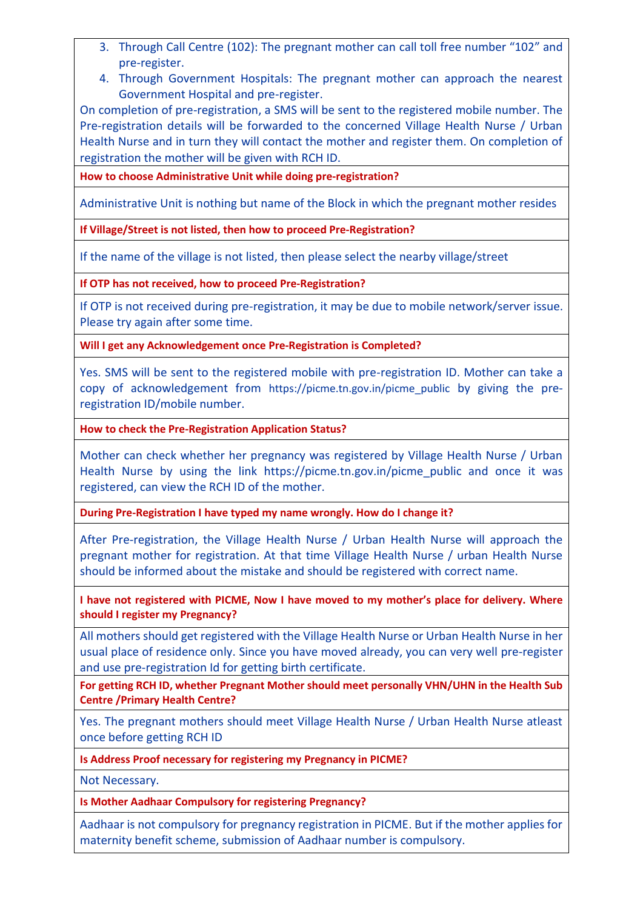3. Through Call Centre (102): The pregnant mother can call toll free number "102" and pre-register.
4. Through Government Hospitals: The pregnant mother can approach the nearest Government Hospital and pre-register.

On completion of pre-registration, a SMS will be sent to the registered mobile number. The Pre-registration details will be forwarded to the concerned Village Health Nurse / Urban Health Nurse and in turn they will contact the mother and register them. On completion of registration the mother will be given with RCH ID.

**How to choose Administrative Unit while doing pre-registration?**

Administrative Unit is nothing but name of the Block in which the pregnant mother resides

**If Village/Street is not listed, then how to proceed Pre-Registration?**

If the name of the village is not listed, then please select the nearby village/street

**If OTP has not received, how to proceed Pre-Registration?**

If OTP is not received during pre-registration, it may be due to mobile network/server issue. Please try again after some time.

**Will I get any Acknowledgement once Pre-Registration is Completed?**

Yes. SMS will be sent to the registered mobile with pre-registration ID. Mother can take a copy of acknowledgement from https://picme.tn.gov.in/picme_public by giving the pre-registration ID/mobile number.

**How to check the Pre-Registration Application Status?**

Mother can check whether her pregnancy was registered by Village Health Nurse / Urban Health Nurse by using the link https://picme.tn.gov.in/picme_public and once it was registered, can view the RCH ID of the mother.

**During Pre-Registration I have typed my name wrongly. How do I change it?**

After Pre-registration, the Village Health Nurse / Urban Health Nurse will approach the pregnant mother for registration. At that time Village Health Nurse / urban Health Nurse should be informed about the mistake and should be registered with correct name.

**I have not registered with PICME, Now I have moved to my mother's place for delivery. Where should I register my Pregnancy?**

All mothers should get registered with the Village Health Nurse or Urban Health Nurse in her usual place of residence only. Since you have moved already, you can very well pre-register and use pre-registration Id for getting birth certificate.

**For getting RCH ID, whether Pregnant Mother should meet personally VHN/UHN in the Health Sub Centre /Primary Health Centre?**

Yes. The pregnant mothers should meet Village Health Nurse / Urban Health Nurse atleast once before getting RCH ID

**Is Address Proof necessary for registering my Pregnancy in PICME?**

Not Necessary.

**Is Mother Aadhaar Compulsory for registering Pregnancy?**

Aadhaar is not compulsory for pregnancy registration in PICME. But if the mother applies for maternity benefit scheme, submission of Aadhaar number is compulsory.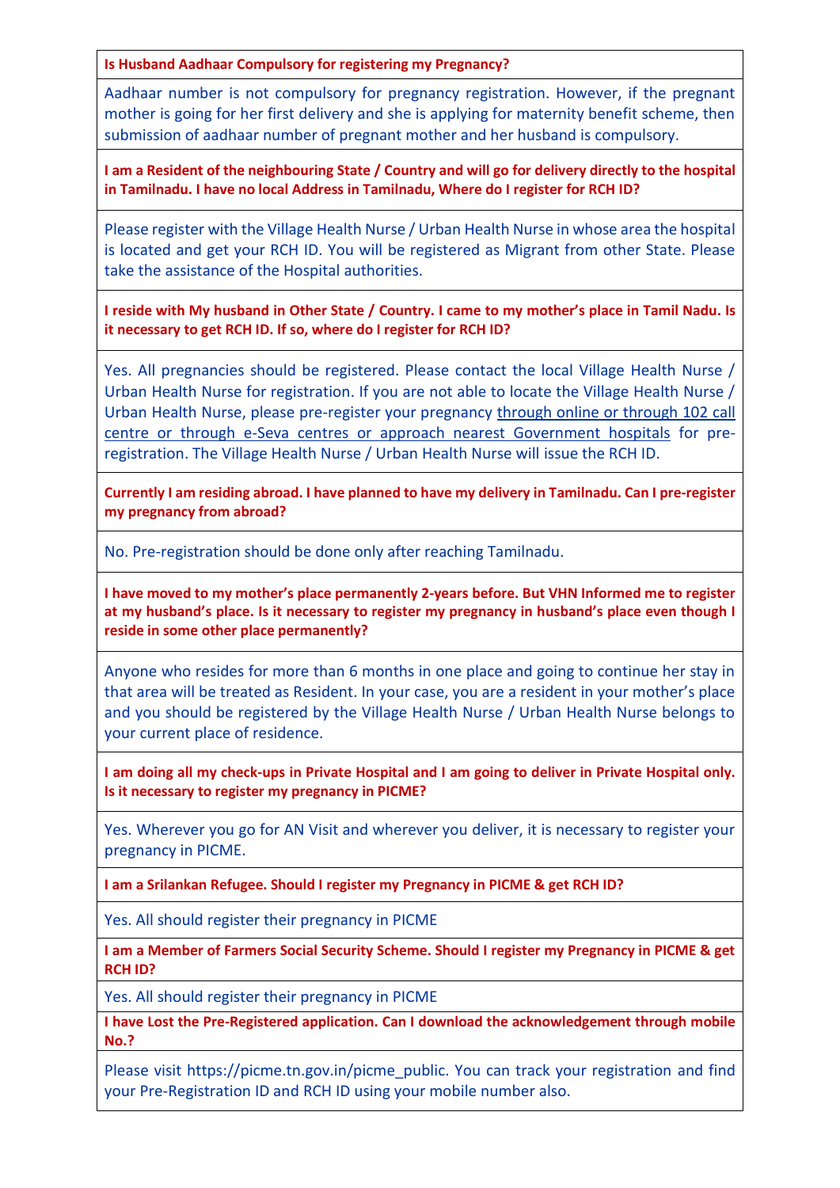**Is Husband Aadhaar Compulsory for registering my Pregnancy?**

Aadhaar number is not compulsory for pregnancy registration. However, if the pregnant mother is going for her first delivery and she is applying for maternity benefit scheme, then submission of aadhaar number of pregnant mother and her husband is compulsory.

**I am a Resident of the neighbouring State / Country and will go for delivery directly to the hospital in Tamilnadu. I have no local Address in Tamilnadu, Where do I register for RCH ID?**

Please register with the Village Health Nurse / Urban Health Nurse in whose area the hospital is located and get your RCH ID. You will be registered as Migrant from other State. Please take the assistance of the Hospital authorities.

**I reside with My husband in Other State / Country. I came to my mother's place in Tamil Nadu. Is it necessary to get RCH ID. If so, where do I register for RCH ID?**

Yes. All pregnancies should be registered. Please contact the local Village Health Nurse / Urban Health Nurse for registration. If you are not able to locate the Village Health Nurse / Urban Health Nurse, please pre-register your pregnancy through online or through 102 call centre or through e-Seva centres or approach nearest Government hospitals for pre-registration. The Village Health Nurse / Urban Health Nurse will issue the RCH ID.

**Currently I am residing abroad. I have planned to have my delivery in Tamilnadu. Can I pre-register my pregnancy from abroad?**

No. Pre-registration should be done only after reaching Tamilnadu.

**I have moved to my mother's place permanently 2-years before. But VHN Informed me to register at my husband's place. Is it necessary to register my pregnancy in husband's place even though I reside in some other place permanently?**

Anyone who resides for more than 6 months in one place and going to continue her stay in that area will be treated as Resident. In your case, you are a resident in your mother's place and you should be registered by the Village Health Nurse / Urban Health Nurse belongs to your current place of residence.

**I am doing all my check-ups in Private Hospital and I am going to deliver in Private Hospital only. Is it necessary to register my pregnancy in PICME?**

Yes. Wherever you go for AN Visit and wherever you deliver, it is necessary to register your pregnancy in PICME.

**I am a Srilankan Refugee. Should I register my Pregnancy in PICME & get RCH ID?**

Yes. All should register their pregnancy in PICME

**I am a Member of Farmers Social Security Scheme. Should I register my Pregnancy in PICME & get RCH ID?**

Yes. All should register their pregnancy in PICME

**I have Lost the Pre-Registered application. Can I download the acknowledgement through mobile No.?**

Please visit https://picme.tn.gov.in/picme_public. You can track your registration and find your Pre-Registration ID and RCH ID using your mobile number also.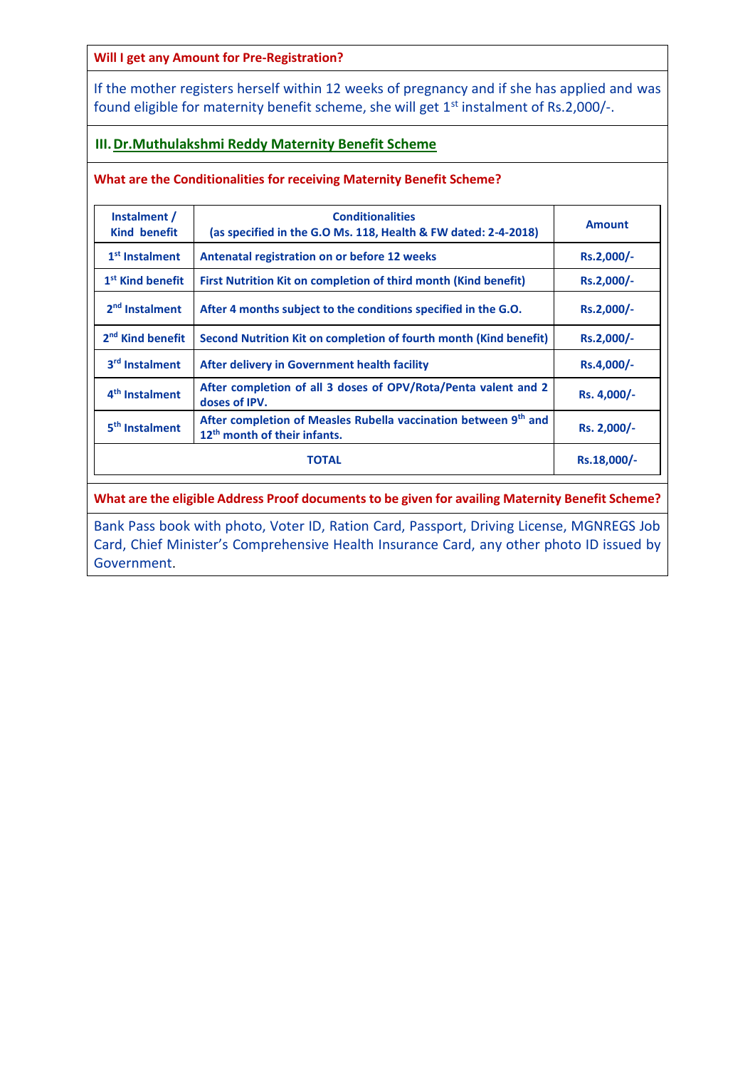**Will I get any Amount for Pre-Registration?**

If the mother registers herself within 12 weeks of pregnancy and if she has applied and was found eligible for maternity benefit scheme, she will get 1st instalment of Rs.2,000/-.

## III. Dr.Muthulakshmi Reddy Maternity Benefit Scheme

**What are the Conditionalities for receiving Maternity Benefit Scheme?**

| Instalment / Kind benefit | Conditionalities (as specified in the G.O Ms. 118, Health & FW dated: 2-4-2018) | Amount |
|---|---|---|
| 1st Instalment | Antenatal registration on or before 12 weeks | Rs.2,000/- |
| 1st Kind benefit | First Nutrition Kit on completion of third month (Kind benefit) | Rs.2,000/- |
| 2nd Instalment | After 4 months subject to the conditions specified in the G.O. | Rs.2,000/- |
| 2nd Kind benefit | Second Nutrition Kit on completion of fourth month (Kind benefit) | Rs.2,000/- |
| 3rd Instalment | After delivery in Government health facility | Rs.4,000/- |
| 4th Instalment | After completion of all 3 doses of OPV/Rota/Penta valent and 2 doses of IPV. | Rs. 4,000/- |
| 5th Instalment | After completion of Measles Rubella vaccination between 9th and 12th month of their infants. | Rs. 2,000/- |
| **TOTAL** | | **Rs.18,000/-** |

**What are the eligible Address Proof documents to be given for availing Maternity Benefit Scheme?**

Bank Pass book with photo, Voter ID, Ration Card, Passport, Driving License, MGNREGS Job Card, Chief Minister's Comprehensive Health Insurance Card, any other photo ID issued by Government.